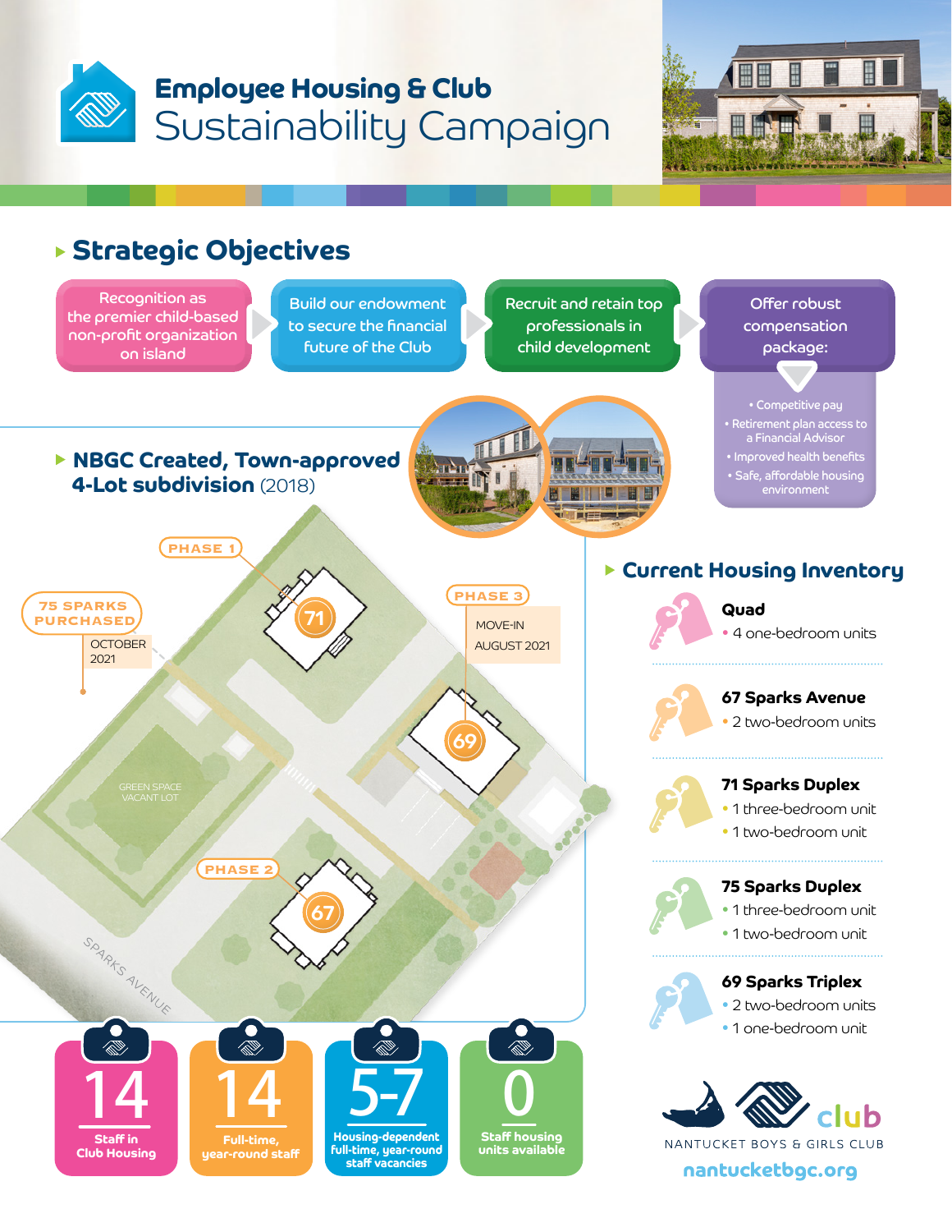# Employee Housing & Club Sustainability Campaign

## Strategic Objectives

- Recognition as the premier child-based non-profit organization on island
- Build our endowment to secure the financial future of the Club
- Recruit and retain top professionals in child development
- Offer robust compensation package:
  - Competitive pay
  - Retirement plan access to a Financial Advisor
  - Improved health benefits
  - Safe, affordable housing environment

## NBGC Created, Town-approved 4-Lot subdivision (2018)

- PHASE 1 — 71
- PHASE 2 — 67
- PHASE 3 — 69 — MOVE-IN AUGUST 2021
- 75 SPARKS PURCHASED — OCTOBER 2021
- GREEN SPACE VACANT LOT
- SPARKS AVENUE

## Current Housing Inventory

**Quad**
- 4 one-bedroom units

**67 Sparks Avenue**
- 2 two-bedroom units

**71 Sparks Duplex**
- 1 three-bedroom unit
- 1 two-bedroom unit

**75 Sparks Duplex**
- 1 three-bedroom unit
- 1 two-bedroom unit

**69 Sparks Triplex**
- 2 two-bedroom units
- 1 one-bedroom unit

| 14 | 14 | 5-7 | 0 |
|---|---|---|---|
| Staff in Club Housing | Full-time, year-round staff | Housing-dependent full-time, year-round staff vacancies | Staff housing units available |

club

NANTUCKET BOYS & GIRLS CLUB

nantucketbgc.org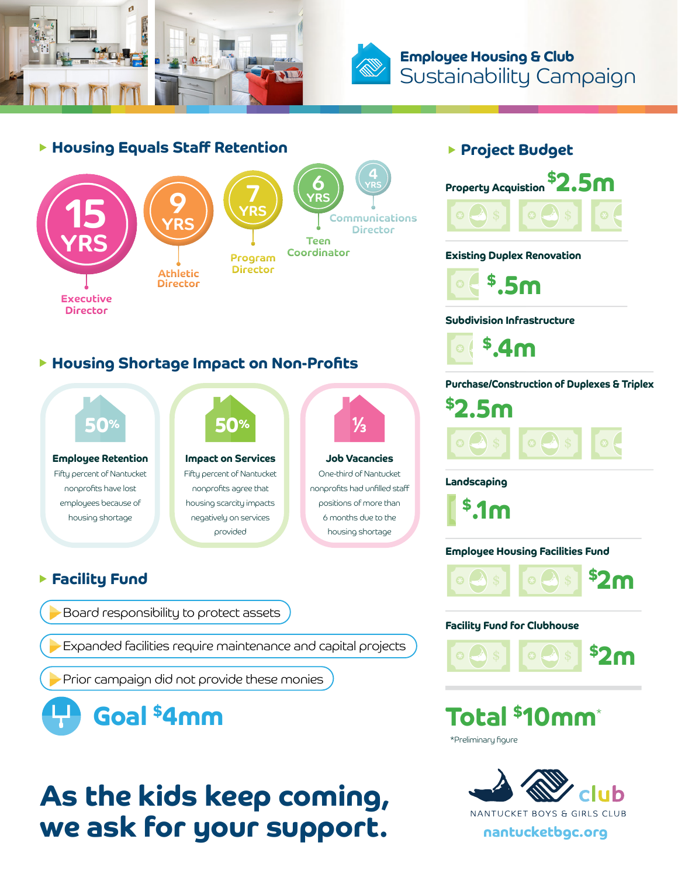# Employee Housing & Club Sustainability Campaign

## Housing Equals Staff Retention

15 YRS
Executive Director

9 YRS
Athletic Director

7 YRS
Program Director

6 YRS
Teen Coordinator

4 YRS
Communications Director

## Housing Shortage Impact on Non-Profits

**50%**
**Employee Retention**
Fifty percent of Nantucket nonprofits have lost employees because of housing shortage

**50%**
**Impact on Services**
Fifty percent of Nantucket nonprofits agree that housing scarcity impacts negatively on services provided

**⅓**
**Job Vacancies**
One-third of Nantucket nonprofits had unfilled staff positions of more than 6 months due to the housing shortage

## Facility Fund

- Board responsibility to protect assets
- Expanded facilities require maintenance and capital projects
- Prior campaign did not provide these monies

**Goal $4mm**

## Project Budget

**Property Acquistion** $2.5m

**Existing Duplex Renovation** $.5m

**Subdivision Infrastructure** $.4m

**Purchase/Construction of Duplexes & Triplex** $2.5m

**Landscaping** $.1m

**Employee Housing Facilities Fund** $2m

**Facility Fund for Clubhouse** $2m

**Total $10mm***

*Preliminary figure

# As the kids keep coming, we ask for your support.

club
NANTUCKET BOYS & GIRLS CLUB
nantucketbgc.org